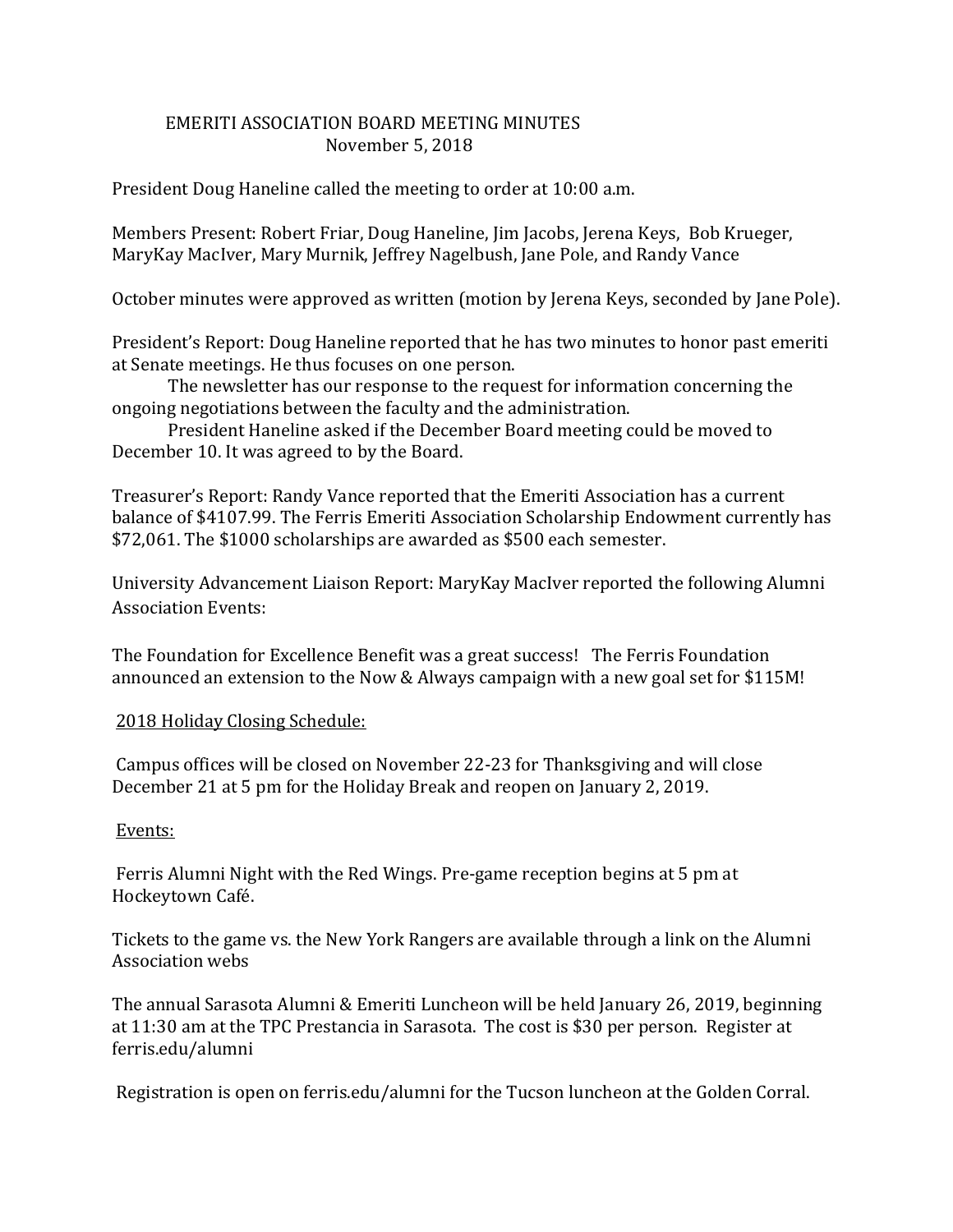# EMERITI ASSOCIATION BOARD MEETING MINUTES
## November 5, 2018

President Doug Haneline called the meeting to order at 10:00 a.m.

Members Present: Robert Friar, Doug Haneline, Jim Jacobs, Jerena Keys, Bob Krueger, MaryKay MacIver, Mary Murnik, Jeffrey Nagelbush, Jane Pole, and Randy Vance

October minutes were approved as written (motion by Jerena Keys, seconded by Jane Pole).

President's Report: Doug Haneline reported that he has two minutes to honor past emeriti at Senate meetings. He thus focuses on one person.

The newsletter has our response to the request for information concerning the ongoing negotiations between the faculty and the administration.

President Haneline asked if the December Board meeting could be moved to December 10. It was agreed to by the Board.

Treasurer's Report: Randy Vance reported that the Emeriti Association has a current balance of $4107.99. The Ferris Emeriti Association Scholarship Endowment currently has $72,061. The $1000 scholarships are awarded as $500 each semester.

University Advancement Liaison Report: MaryKay MacIver reported the following Alumni Association Events:

The Foundation for Excellence Benefit was a great success! The Ferris Foundation announced an extension to the Now & Always campaign with a new goal set for $115M!

<u>2018 Holiday Closing Schedule:</u>

Campus offices will be closed on November 22-23 for Thanksgiving and will close December 21 at 5 pm for the Holiday Break and reopen on January 2, 2019.

<u>Events:</u>

Ferris Alumni Night with the Red Wings. Pre-game reception begins at 5 pm at Hockeytown Café.

Tickets to the game vs. the New York Rangers are available through a link on the Alumni Association webs

The annual Sarasota Alumni & Emeriti Luncheon will be held January 26, 2019, beginning at 11:30 am at the TPC Prestancia in Sarasota. The cost is $30 per person. Register at ferris.edu/alumni

Registration is open on ferris.edu/alumni for the Tucson luncheon at the Golden Corral.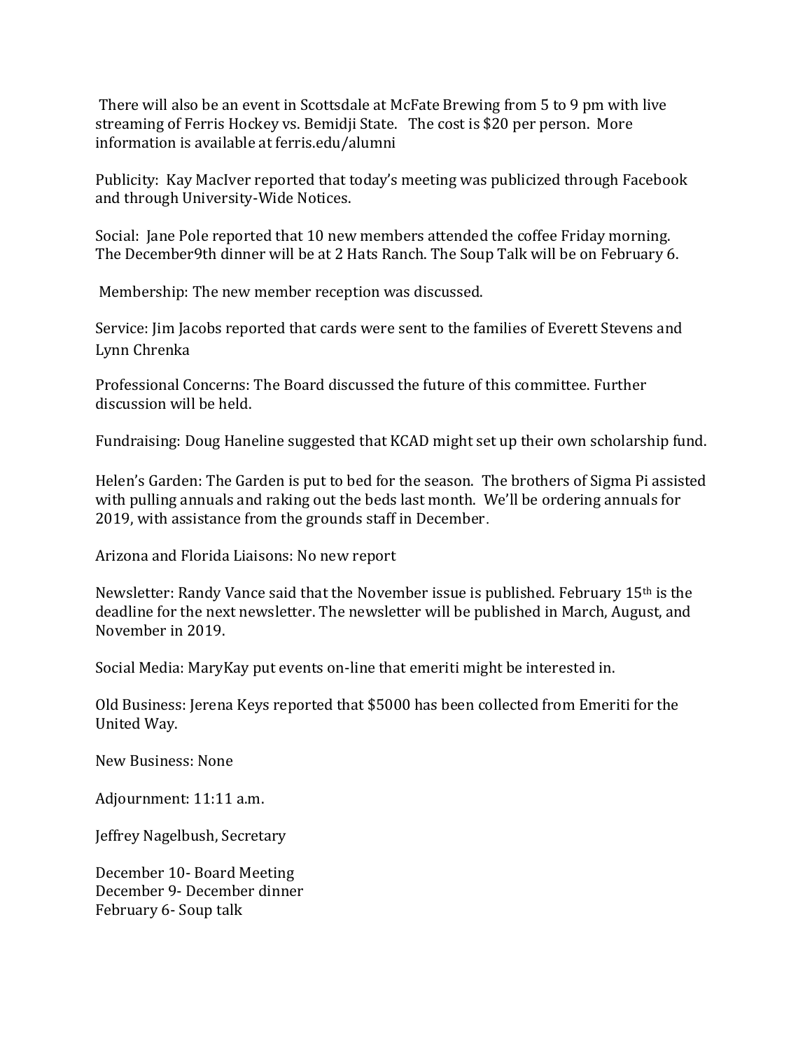There will also be an event in Scottsdale at McFate Brewing from 5 to 9 pm with live streaming of Ferris Hockey vs. Bemidji State. The cost is $20 per person. More information is available at ferris.edu/alumni

Publicity: Kay MacIver reported that today's meeting was publicized through Facebook and through University-Wide Notices.

Social: Jane Pole reported that 10 new members attended the coffee Friday morning. The December9th dinner will be at 2 Hats Ranch. The Soup Talk will be on February 6.

Membership: The new member reception was discussed.

Service: Jim Jacobs reported that cards were sent to the families of Everett Stevens and Lynn Chrenka

Professional Concerns: The Board discussed the future of this committee. Further discussion will be held.

Fundraising: Doug Haneline suggested that KCAD might set up their own scholarship fund.

Helen's Garden: The Garden is put to bed for the season. The brothers of Sigma Pi assisted with pulling annuals and raking out the beds last month. We'll be ordering annuals for 2019, with assistance from the grounds staff in December.

Arizona and Florida Liaisons: No new report

Newsletter: Randy Vance said that the November issue is published. February 15th is the deadline for the next newsletter. The newsletter will be published in March, August, and November in 2019.

Social Media: MaryKay put events on-line that emeriti might be interested in.

Old Business: Jerena Keys reported that $5000 has been collected from Emeriti for the United Way.

New Business: None

Adjournment: 11:11 a.m.

Jeffrey Nagelbush, Secretary

December 10- Board Meeting
December 9- December dinner
February 6- Soup talk